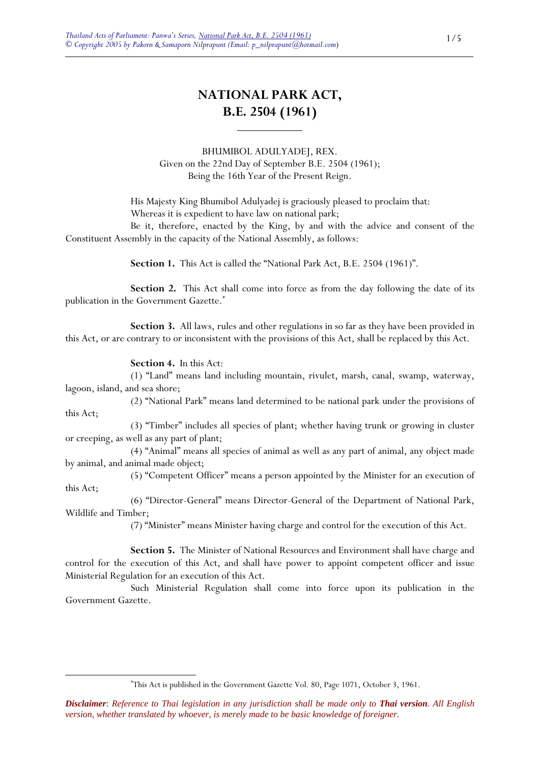# NATIONAL PARK ACT, B.E. 2504 (1961)

BHUMIBOL ADULYADEJ, REX.
Given on the 22nd Day of September B.E. 2504 (1961);
Being the 16th Year of the Present Reign.

His Majesty King Bhumibol Adulyadej is graciously pleased to proclaim that:

Whereas it is expedient to have law on national park;

Be it, therefore, enacted by the King, by and with the advice and consent of the Constituent Assembly in the capacity of the National Assembly, as follows:

**Section 1.** This Act is called the "National Park Act, B.E. 2504 (1961)".

**Section 2.** This Act shall come into force as from the day following the date of its publication in the Government Gazette.[*]

**Section 3.** All laws, rules and other regulations in so far as they have been provided in this Act, or are contrary to or inconsistent with the provisions of this Act, shall be replaced by this Act.

**Section 4.** In this Act:

(1) "Land" means land including mountain, rivulet, marsh, canal, swamp, waterway, lagoon, island, and sea shore;

(2) "National Park" means land determined to be national park under the provisions of this Act;

(3) "Timber" includes all species of plant; whether having trunk or growing in cluster or creeping, as well as any part of plant;

(4) "Animal" means all species of animal as well as any part of animal, any object made by animal, and animal made object;

(5) "Competent Officer" means a person appointed by the Minister for an execution of this Act;

(6) "Director-General" means Director-General of the Department of National Park, Wildlife and Timber;

(7) "Minister" means Minister having charge and control for the execution of this Act.

**Section 5.** The Minister of National Resources and Environment shall have charge and control for the execution of this Act, and shall have power to appoint competent officer and issue Ministerial Regulation for an execution of this Act.

Such Ministerial Regulation shall come into force upon its publication in the Government Gazette.

---

[*] This Act is published in the Government Gazette Vol. 80, Page 1071, October 3, 1961.

***Disclaimer**: Reference to Thai legislation in any jurisdiction shall be made only to **Thai version**. All English version, whether translated by whoever, is merely made to be basic knowledge of foreigner.*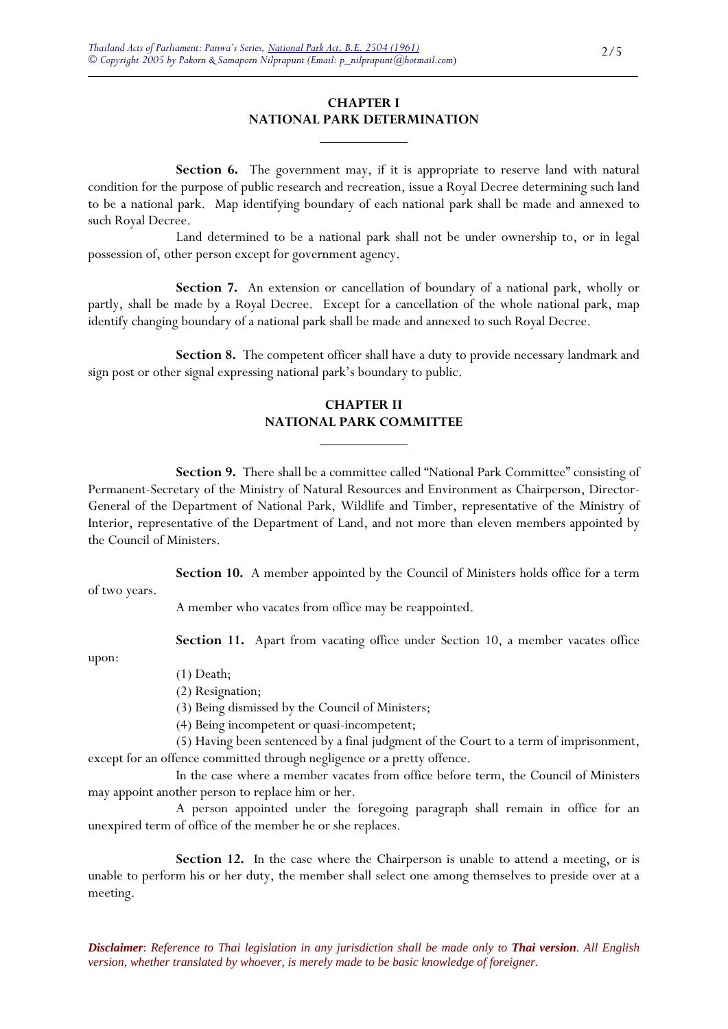## CHAPTER I
## NATIONAL PARK DETERMINATION

**Section 6.** The government may, if it is appropriate to reserve land with natural condition for the purpose of public research and recreation, issue a Royal Decree determining such land to be a national park. Map identifying boundary of each national park shall be made and annexed to such Royal Decree.

Land determined to be a national park shall not be under ownership to, or in legal possession of, other person except for government agency.

**Section 7.** An extension or cancellation of boundary of a national park, wholly or partly, shall be made by a Royal Decree. Except for a cancellation of the whole national park, map identify changing boundary of a national park shall be made and annexed to such Royal Decree.

**Section 8.** The competent officer shall have a duty to provide necessary landmark and sign post or other signal expressing national park's boundary to public.

## CHAPTER II
## NATIONAL PARK COMMITTEE

**Section 9.** There shall be a committee called "National Park Committee" consisting of Permanent-Secretary of the Ministry of Natural Resources and Environment as Chairperson, Director-General of the Department of National Park, Wildlife and Timber, representative of the Ministry of Interior, representative of the Department of Land, and not more than eleven members appointed by the Council of Ministers.

**Section 10.** A member appointed by the Council of Ministers holds office for a term of two years.

A member who vacates from office may be reappointed.

**Section 11.** Apart from vacating office under Section 10, a member vacates office upon:

(1) Death;

(2) Resignation;

(3) Being dismissed by the Council of Ministers;

(4) Being incompetent or quasi-incompetent;

(5) Having been sentenced by a final judgment of the Court to a term of imprisonment, except for an offence committed through negligence or a pretty offence.

In the case where a member vacates from office before term, the Council of Ministers may appoint another person to replace him or her.

A person appointed under the foregoing paragraph shall remain in office for an unexpired term of office of the member he or she replaces.

**Section 12.** In the case where the Chairperson is unable to attend a meeting, or is unable to perform his or her duty, the member shall select one among themselves to preside over at a meeting.

***Disclaimer***: *Reference to Thai legislation in any jurisdiction shall be made only to **Thai version**. All English version, whether translated by whoever, is merely made to be basic knowledge of foreigner.*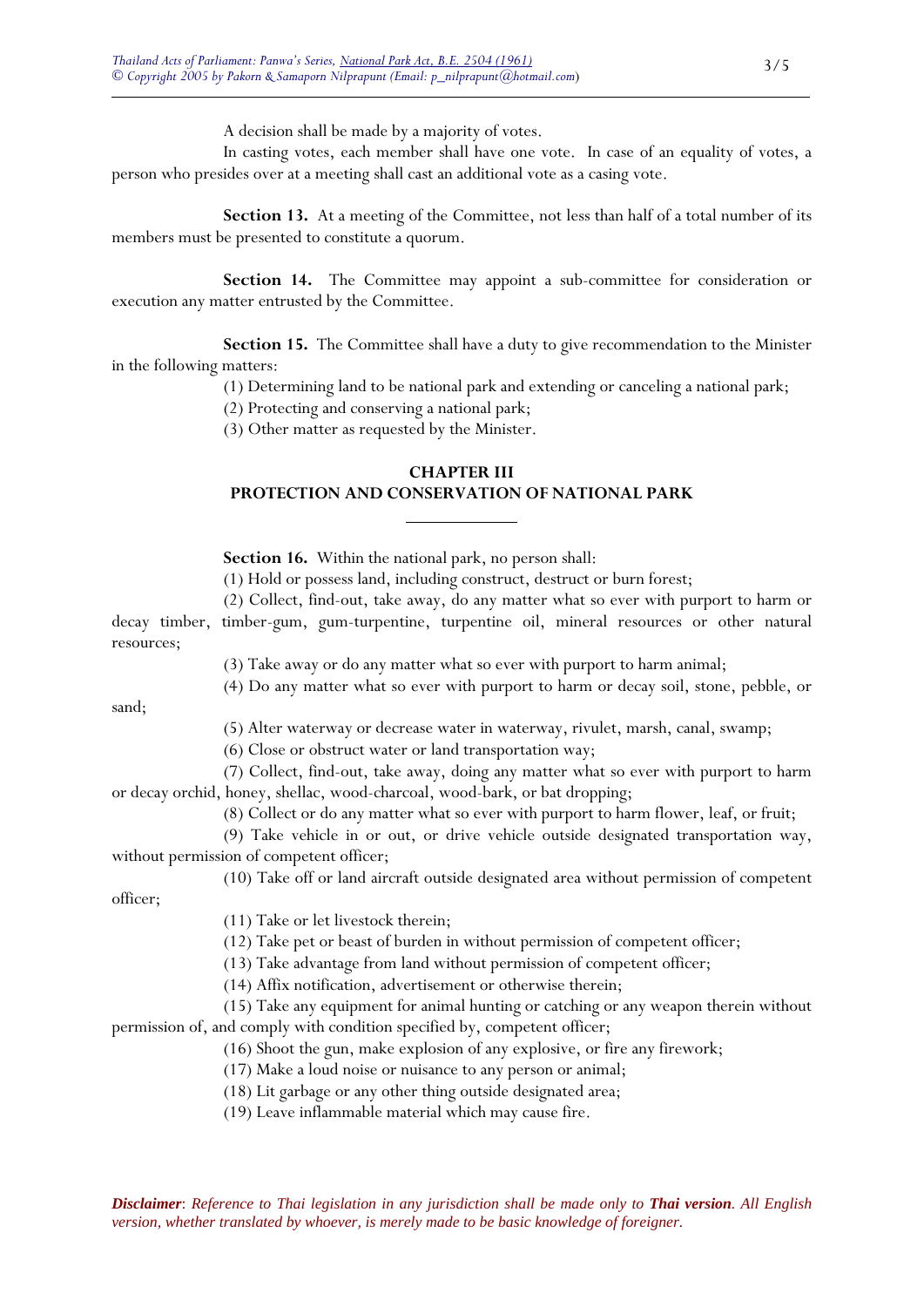A decision shall be made by a majority of votes.

In casting votes, each member shall have one vote. In case of an equality of votes, a person who presides over at a meeting shall cast an additional vote as a casing vote.

**Section 13.** At a meeting of the Committee, not less than half of a total number of its members must be presented to constitute a quorum.

**Section 14.** The Committee may appoint a sub-committee for consideration or execution any matter entrusted by the Committee.

**Section 15.** The Committee shall have a duty to give recommendation to the Minister in the following matters:

(1) Determining land to be national park and extending or canceling a national park;

(2) Protecting and conserving a national park;

(3) Other matter as requested by the Minister.

## CHAPTER III
## PROTECTION AND CONSERVATION OF NATIONAL PARK

---

**Section 16.** Within the national park, no person shall:

(1) Hold or possess land, including construct, destruct or burn forest;

(2) Collect, find-out, take away, do any matter what so ever with purport to harm or decay timber, timber-gum, gum-turpentine, turpentine oil, mineral resources or other natural resources;

(3) Take away or do any matter what so ever with purport to harm animal;

(4) Do any matter what so ever with purport to harm or decay soil, stone, pebble, or sand;

(5) Alter waterway or decrease water in waterway, rivulet, marsh, canal, swamp;

(6) Close or obstruct water or land transportation way;

(7) Collect, find-out, take away, doing any matter what so ever with purport to harm or decay orchid, honey, shellac, wood-charcoal, wood-bark, or bat dropping;

(8) Collect or do any matter what so ever with purport to harm flower, leaf, or fruit;

(9) Take vehicle in or out, or drive vehicle outside designated transportation way, without permission of competent officer;

(10) Take off or land aircraft outside designated area without permission of competent officer;

(11) Take or let livestock therein;

(12) Take pet or beast of burden in without permission of competent officer;

(13) Take advantage from land without permission of competent officer;

(14) Affix notification, advertisement or otherwise therein;

(15) Take any equipment for animal hunting or catching or any weapon therein without permission of, and comply with condition specified by, competent officer;

(16) Shoot the gun, make explosion of any explosive, or fire any firework;

(17) Make a loud noise or nuisance to any person or animal;

(18) Lit garbage or any other thing outside designated area;

(19) Leave inflammable material which may cause fire.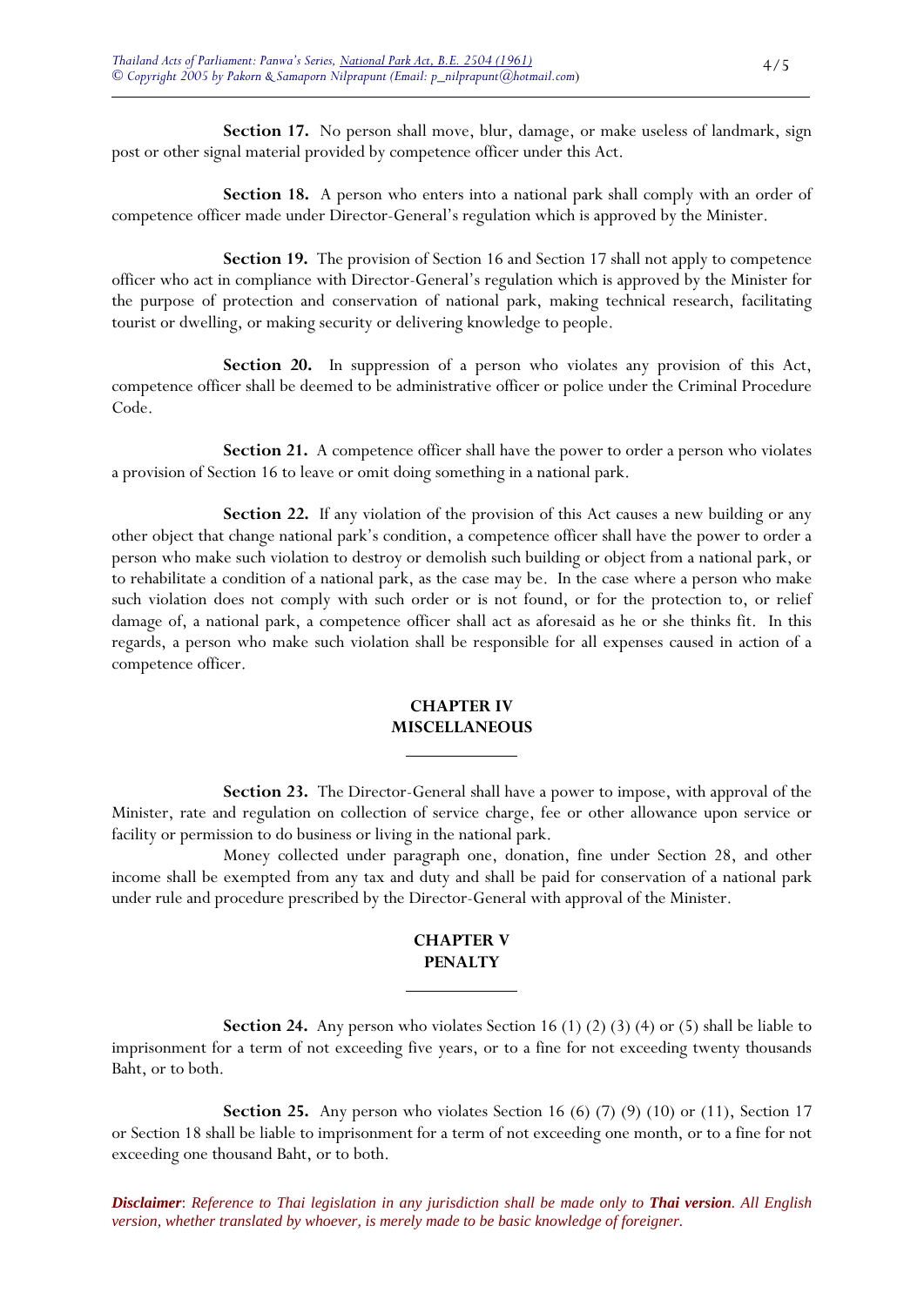**Section 17.** No person shall move, blur, damage, or make useless of landmark, sign post or other signal material provided by competence officer under this Act.

**Section 18.** A person who enters into a national park shall comply with an order of competence officer made under Director-General's regulation which is approved by the Minister.

**Section 19.** The provision of Section 16 and Section 17 shall not apply to competence officer who act in compliance with Director-General's regulation which is approved by the Minister for the purpose of protection and conservation of national park, making technical research, facilitating tourist or dwelling, or making security or delivering knowledge to people.

**Section 20.** In suppression of a person who violates any provision of this Act, competence officer shall be deemed to be administrative officer or police under the Criminal Procedure Code.

**Section 21.** A competence officer shall have the power to order a person who violates a provision of Section 16 to leave or omit doing something in a national park.

**Section 22.** If any violation of the provision of this Act causes a new building or any other object that change national park's condition, a competence officer shall have the power to order a person who make such violation to destroy or demolish such building or object from a national park, or to rehabilitate a condition of a national park, as the case may be. In the case where a person who make such violation does not comply with such order or is not found, or for the protection to, or relief damage of, a national park, a competence officer shall act as aforesaid as he or she thinks fit. In this regards, a person who make such violation shall be responsible for all expenses caused in action of a competence officer.

## CHAPTER IV
## MISCELLANEOUS

**Section 23.** The Director-General shall have a power to impose, with approval of the Minister, rate and regulation on collection of service charge, fee or other allowance upon service or facility or permission to do business or living in the national park.

Money collected under paragraph one, donation, fine under Section 28, and other income shall be exempted from any tax and duty and shall be paid for conservation of a national park under rule and procedure prescribed by the Director-General with approval of the Minister.

## CHAPTER V
## PENALTY

**Section 24.** Any person who violates Section 16 (1) (2) (3) (4) or (5) shall be liable to imprisonment for a term of not exceeding five years, or to a fine for not exceeding twenty thousands Baht, or to both.

**Section 25.** Any person who violates Section 16 (6) (7) (9) (10) or (11), Section 17 or Section 18 shall be liable to imprisonment for a term of not exceeding one month, or to a fine for not exceeding one thousand Baht, or to both.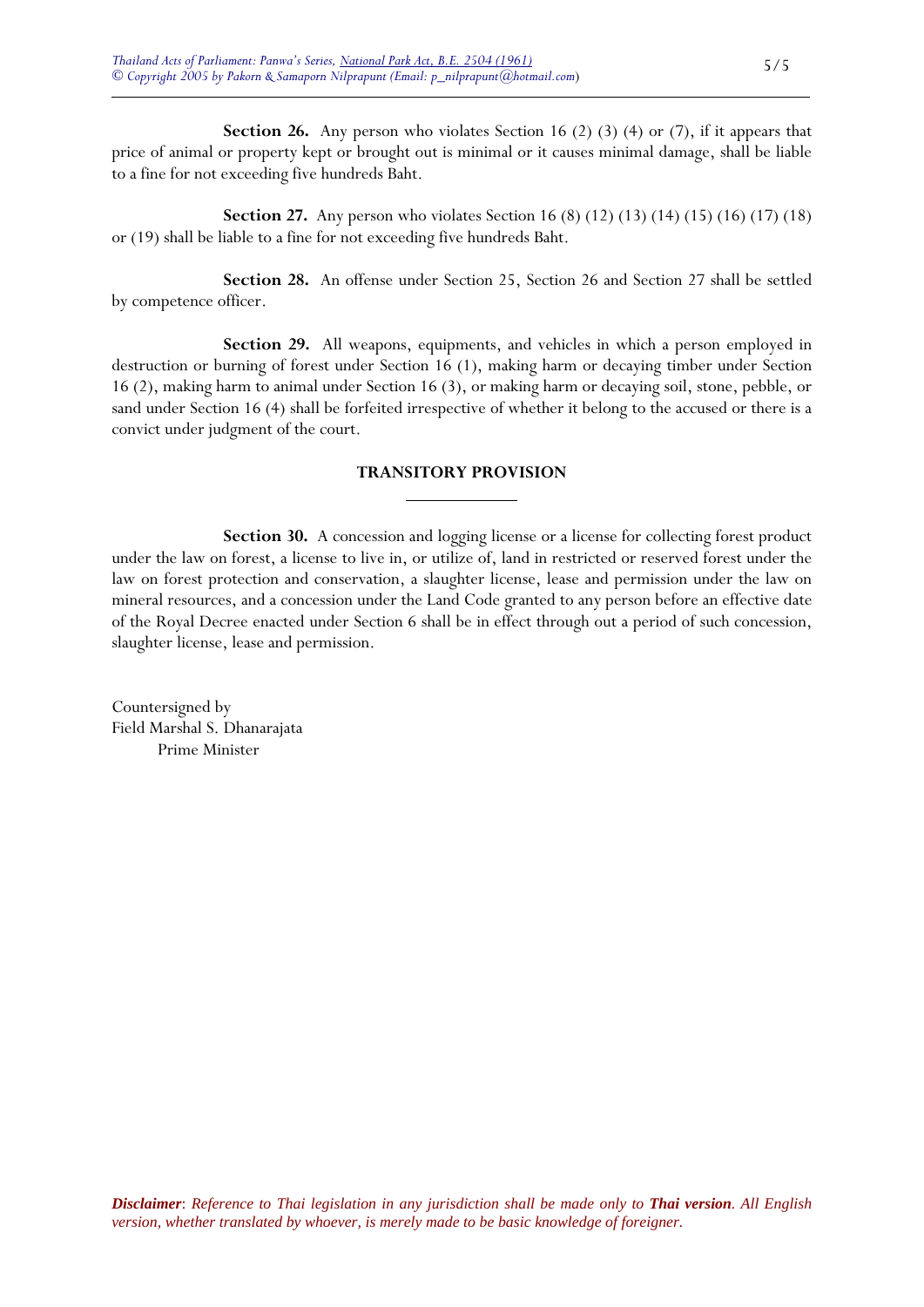**Section 26.** Any person who violates Section 16 (2) (3) (4) or (7), if it appears that price of animal or property kept or brought out is minimal or it causes minimal damage, shall be liable to a fine for not exceeding five hundreds Baht.

**Section 27.** Any person who violates Section 16 (8) (12) (13) (14) (15) (16) (17) (18) or (19) shall be liable to a fine for not exceeding five hundreds Baht.

**Section 28.** An offense under Section 25, Section 26 and Section 27 shall be settled by competence officer.

**Section 29.** All weapons, equipments, and vehicles in which a person employed in destruction or burning of forest under Section 16 (1), making harm or decaying timber under Section 16 (2), making harm to animal under Section 16 (3), or making harm or decaying soil, stone, pebble, or sand under Section 16 (4) shall be forfeited irrespective of whether it belong to the accused or there is a convict under judgment of the court.

## TRANSITORY PROVISION

**Section 30.** A concession and logging license or a license for collecting forest product under the law on forest, a license to live in, or utilize of, land in restricted or reserved forest under the law on forest protection and conservation, a slaughter license, lease and permission under the law on mineral resources, and a concession under the Land Code granted to any person before an effective date of the Royal Decree enacted under Section 6 shall be in effect through out a period of such concession, slaughter license, lease and permission.

Countersigned by
Field Marshal S. Dhanarajata
Prime Minister

***Disclaimer**: Reference to Thai legislation in any jurisdiction shall be made only to **Thai version**. All English version, whether translated by whoever, is merely made to be basic knowledge of foreigner.*